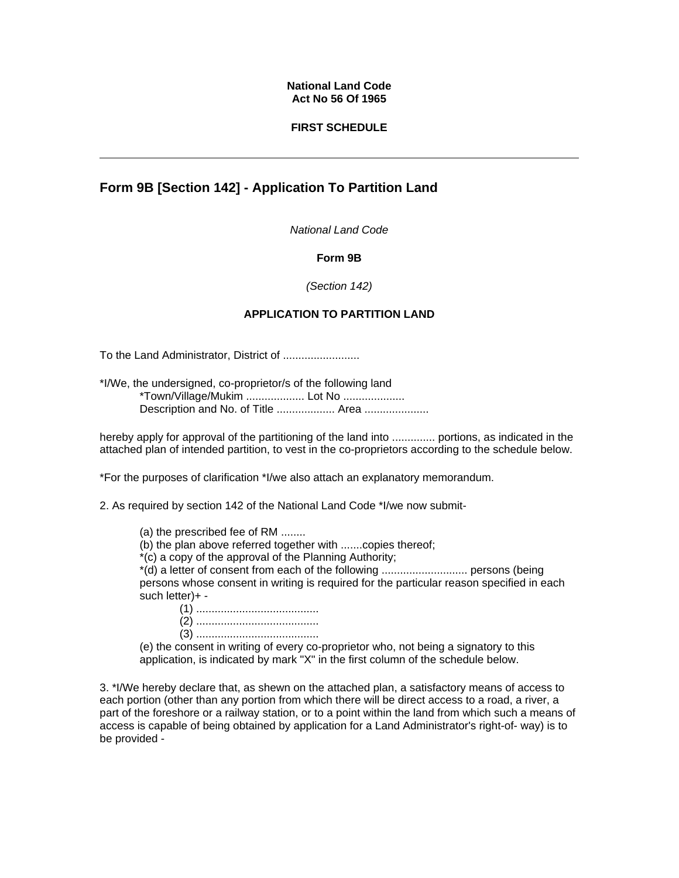**National Land Code**
**Act No 56 Of 1965**

**FIRST SCHEDULE**

---

## Form 9B [Section 142] - Application To Partition Land

*National Land Code*

**Form 9B**

*(Section 142)*

**APPLICATION TO PARTITION LAND**

To the Land Administrator, District of .........................

*I/We, the undersigned, co-proprietor/s of the following land
    *Town/Village/Mukim ................... Lot No ....................
    Description and No. of Title ................... Area .....................

hereby apply for approval of the partitioning of the land into .............. portions, as indicated in the attached plan of intended partition, to vest in the co-proprietors according to the schedule below.

*For the purposes of clarification *I/we also attach an explanatory memorandum.

2. As required by section 142 of the National Land Code *I/we now submit-

(a) the prescribed fee of RM ........
(b) the plan above referred together with .......copies thereof;
*(c) a copy of the approval of the Planning Authority;
*(d) a letter of consent from each of the following ............................ persons (being persons whose consent in writing is required for the particular reason specified in each such letter)+ -
    (1) ........................................
    (2) ........................................
    (3) ........................................
(e) the consent in writing of every co-proprietor who, not being a signatory to this application, is indicated by mark "X" in the first column of the schedule below.

3. *I/We hereby declare that, as shewn on the attached plan, a satisfactory means of access to each portion (other than any portion from which there will be direct access to a road, a river, a part of the foreshore or a railway station, or to a point within the land from which such a means of access is capable of being obtained by application for a Land Administrator's right-of- way) is to be provided -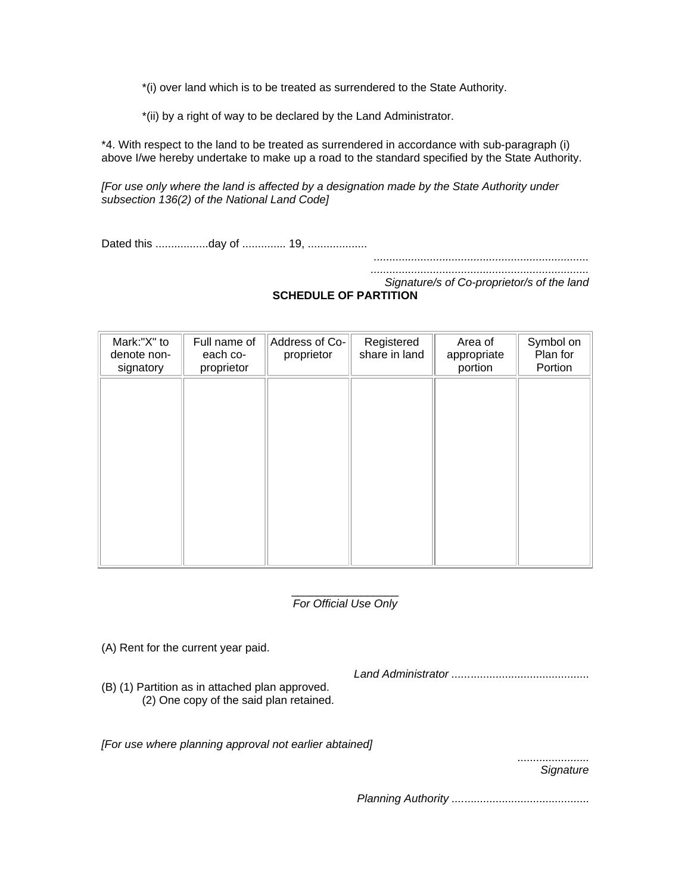*(i) over land which is to be treated as surrendered to the State Authority.

*(ii) by a right of way to be declared by the Land Administrator.

*4. With respect to the land to be treated as surrendered in accordance with sub-paragraph (i) above I/we hereby undertake to make up a road to the standard specified by the State Authority.

*[For use only where the land is affected by a designation made by the State Authority under subsection 136(2) of the National Land Code]*

Dated this .................day of .............. 19, ...................

.....................................................................
.....................................................................
*Signature/s of Co-proprietor/s of the land*

**SCHEDULE OF PARTITION**

| Mark:"X" to denote non-signatory | Full name of each co-proprietor | Address of Co-proprietor | Registered share in land | Area of appropriate portion | Symbol on Plan for Portion |
|---|---|---|---|---|---|
| | | | | | |

*For Official Use Only*

(A) Rent for the current year paid.

*Land Administrator* ............................................

(B) (1) Partition as in attached plan approved.
(2) One copy of the said plan retained.

*[For use where planning approval not earlier abtained]*

.......................
*Signature*

*Planning Authority* ............................................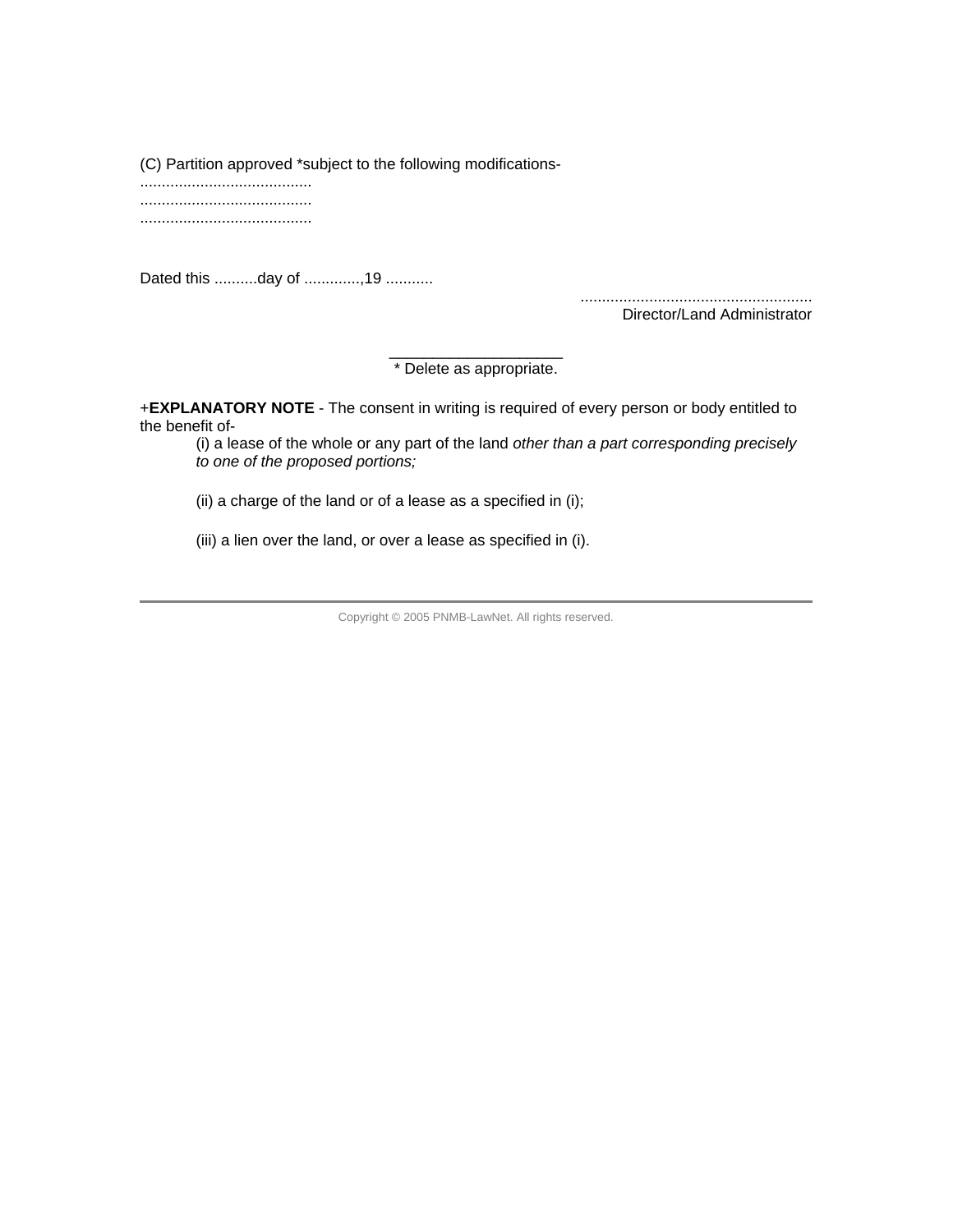(C) Partition approved *subject to the following modifications-

........................................

........................................

........................................

Dated this ..........day of .............,19 ...........

......................................................
Director/Land Administrator

____________________

* Delete as appropriate.

+**EXPLANATORY NOTE** - The consent in writing is required of every person or body entitled to the benefit of-

(i) a lease of the whole or any part of the land *other than a part corresponding precisely to one of the proposed portions;*

(ii) a charge of the land or of a lease as a specified in (i);

(iii) a lien over the land, or over a lease as specified in (i).

Copyright © 2005 PNMB-LawNet. All rights reserved.